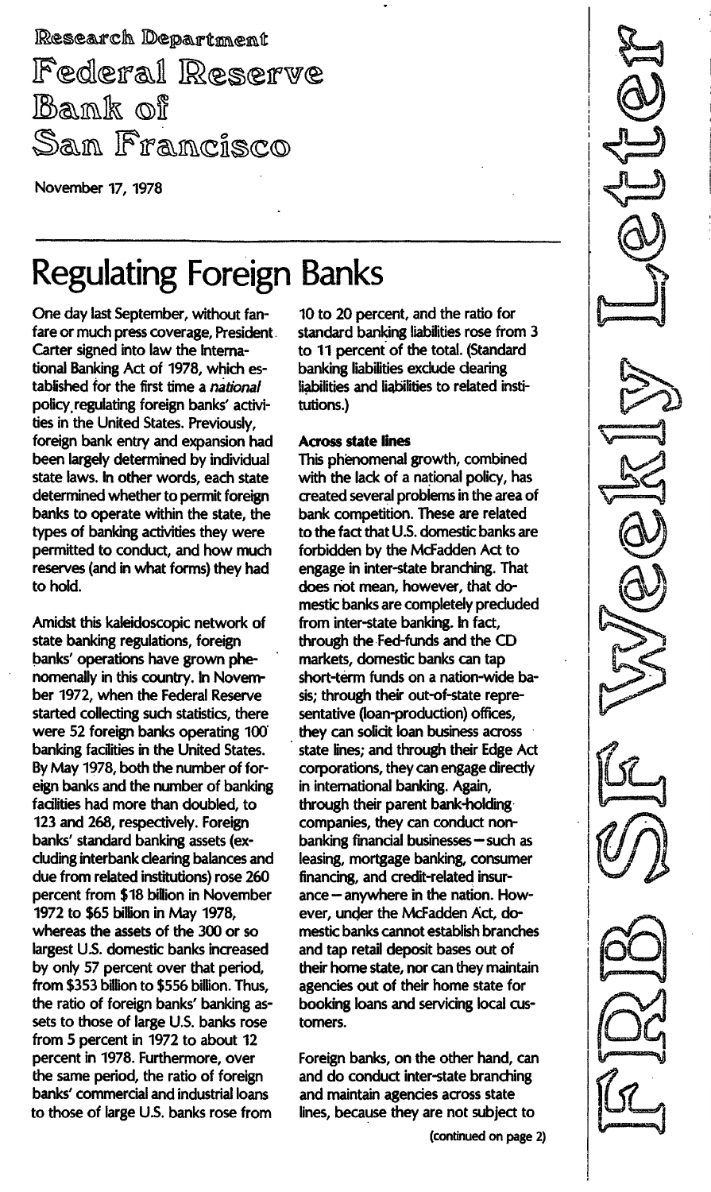Research Department
Federal Reserve
Bank of
San Francisco

November 17, 1978

FRB SF Weekly Letter

# Regulating Foreign Banks

One day last September, without fanfare or much press coverage, President Carter signed into law the International Banking Act of 1978, which established for the first time a *national* policy regulating foreign banks' activities in the United States. Previously, foreign bank entry and expansion had been largely determined by individual state laws. In other words, each state determined whether to permit foreign banks to operate within the state, the types of banking activities they were permitted to conduct, and how much reserves (and in what forms) they had to hold.

Amidst this kaleidoscopic network of state banking regulations, foreign banks' operations have grown phenomenally in this country. In November 1972, when the Federal Reserve started collecting such statistics, there were 52 foreign banks operating 100 banking facilities in the United States. By May 1978, both the number of foreign banks and the number of banking facilities had more than doubled, to 123 and 268, respectively. Foreign banks' standard banking assets (excluding interbank clearing balances and due from related institutions) rose 260 percent from $18 billion in November 1972 to $65 billion in May 1978, whereas the assets of the 300 or so largest U.S. domestic banks increased by only 57 percent over that period, from $353 billion to $556 billion. Thus, the ratio of foreign banks' banking assets to those of large U.S. banks rose from 5 percent in 1972 to about 12 percent in 1978. Furthermore, over the same period, the ratio of foreign banks' commercial and industrial loans to those of large U.S. banks rose from 10 to 20 percent, and the ratio for standard banking liabilities rose from 3 to 11 percent of the total. (Standard banking liabilities exclude clearing liabilities and liabilities to related institutions.)

### Across state lines

This phenomenal growth, combined with the lack of a national policy, has created several problems in the area of bank competition. These are related to the fact that U.S. domestic banks are forbidden by the McFadden Act to engage in inter-state branching. That does not mean, however, that domestic banks are completely precluded from inter-state banking. In fact, through the Fed-funds and the CD markets, domestic banks can tap short-term funds on a nation-wide basis; through their out-of-state representative (loan-production) offices, they can solicit loan business across state lines; and through their Edge Act corporations, they can engage directly in international banking. Again, through their parent bank-holding companies, they can conduct nonbanking financial businesses—such as leasing, mortgage banking, consumer financing, and credit-related insurance—anywhere in the nation. However, under the McFadden Act, domestic banks cannot establish branches and tap retail deposit bases out of their home state, nor can they maintain agencies out of their home state for booking loans and servicing local customers.

Foreign banks, on the other hand, can and do conduct inter-state branching and maintain agencies across state lines, because they are not subject to

(continued on page 2)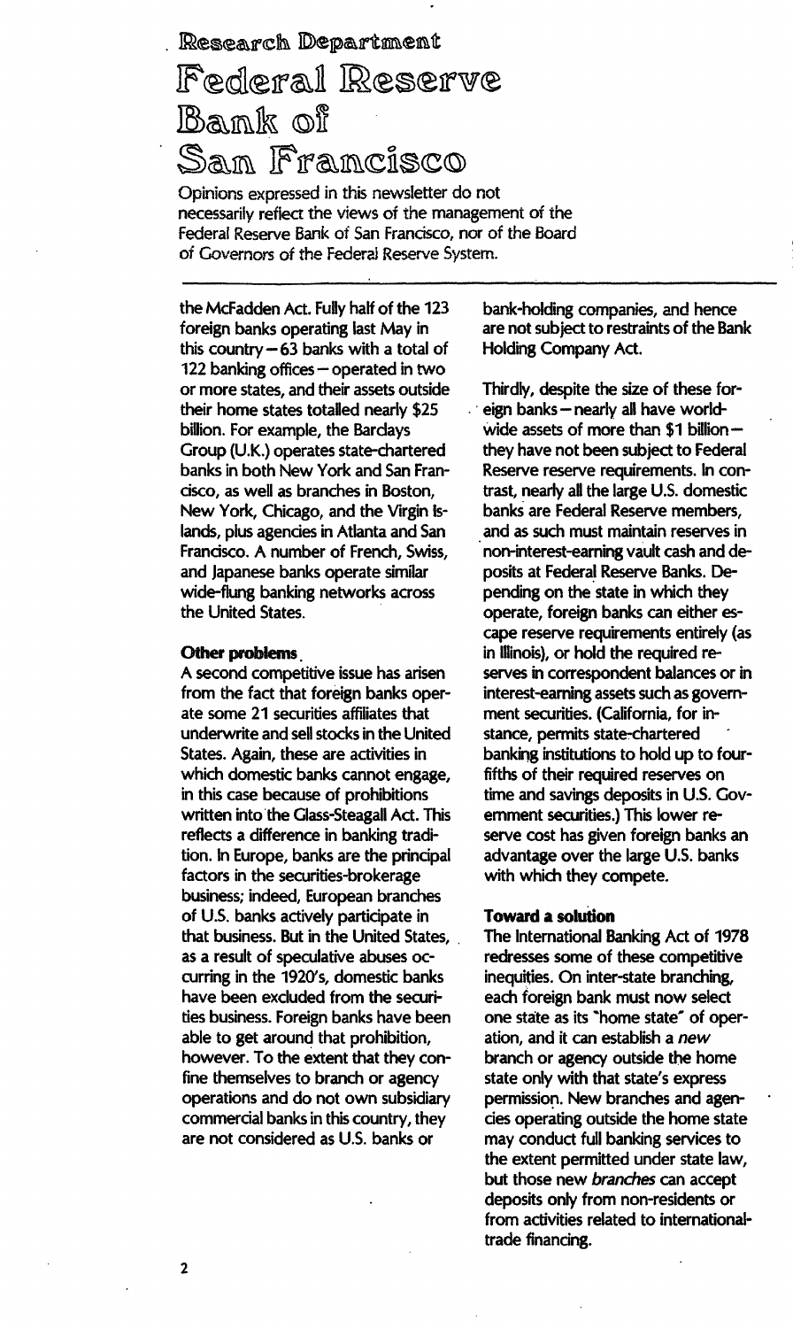the McFadden Act. Fully half of the 123 foreign banks operating last May in this country — 63 banks with a total of 122 banking offices — operated in two or more states, and their assets outside their home states totalled nearly $25 billion. For example, the Barclays Group (U.K.) operates state-chartered banks in both New York and San Francisco, as well as branches in Boston, New York, Chicago, and the Virgin Islands, plus agencies in Atlanta and San Francisco. A number of French, Swiss, and Japanese banks operate similar wide-flung banking networks across the United States.

**Other problems**

A second competitive issue has arisen from the fact that foreign banks operate some 21 securities affiliates that underwrite and sell stocks in the United States. Again, these are activities in which domestic banks cannot engage, in this case because of prohibitions written into the Glass-Steagall Act. This reflects a difference in banking tradition. In Europe, banks are the principal factors in the securities-brokerage business; indeed, European branches of U.S. banks actively participate in that business. But in the United States, as a result of speculative abuses occurring in the 1920's, domestic banks have been excluded from the securities business. Foreign banks have been able to get around that prohibition, however. To the extent that they confine themselves to branch or agency operations and do not own subsidiary commercial banks in this country, they are not considered as U.S. banks or bank-holding companies, and hence are not subject to restraints of the Bank Holding Company Act.

Thirdly, despite the size of these foreign banks — nearly all have worldwide assets of more than $1 billion — they have not been subject to Federal Reserve reserve requirements. In contrast, nearly all the large U.S. domestic banks are Federal Reserve members, and as such must maintain reserves in non-interest-earning vault cash and deposits at Federal Reserve Banks. Depending on the state in which they operate, foreign banks can either escape reserve requirements entirely (as in Illinois), or hold the required reserves in correspondent balances or in interest-earning assets such as government securities. (California, for instance, permits state-chartered banking institutions to hold up to four-fifths of their required reserves on time and savings deposits in U.S. Government securities.) This lower reserve cost has given foreign banks an advantage over the large U.S. banks with which they compete.

**Toward a solution**

The International Banking Act of 1978 redresses some of these competitive inequities. On inter-state branching, each foreign bank must now select one state as its "home state" of operation, and it can establish a *new* branch or agency outside the home state only with that state's express permission. New branches and agencies operating outside the home state may conduct full banking services to the extent permitted under state law, but those new *branches* can accept deposits only from non-residents or from activities related to international-trade financing.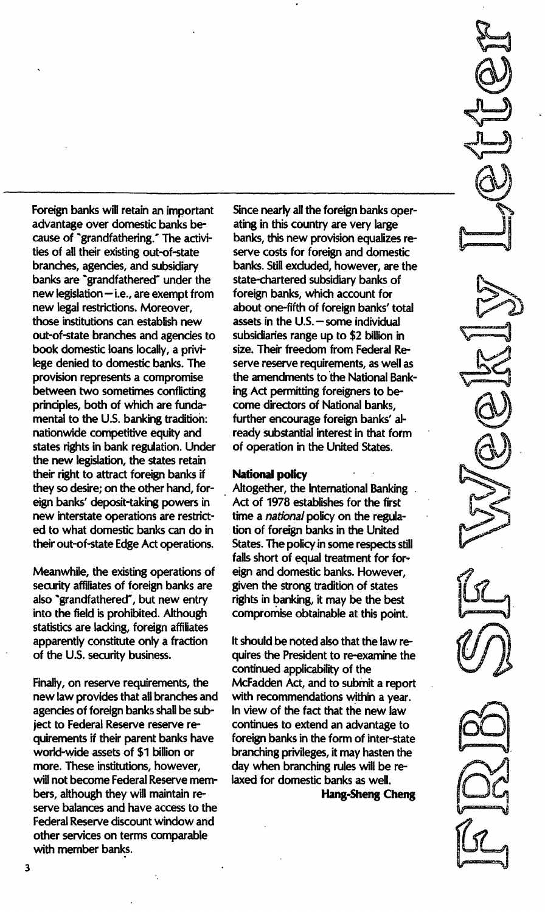Foreign banks will retain an important advantage over domestic banks because of "grandfathering." The activities of all their existing out-of-state branches, agencies, and subsidiary banks are "grandfathered" under the new legislation—i.e., are exempt from new legal restrictions. Moreover, those institutions can establish new out-of-state branches and agencies to book domestic loans locally, a privilege denied to domestic banks. The provision represents a compromise between two sometimes conflicting principles, both of which are fundamental to the U.S. banking tradition: nationwide competitive equity and states rights in bank regulation. Under the new legislation, the states retain their right to attract foreign banks if they so desire; on the other hand, foreign banks' deposit-taking powers in new interstate operations are restricted to what domestic banks can do in their out-of-state Edge Act operations.

Meanwhile, the existing operations of security affiliates of foreign banks are also "grandfathered", but new entry into the field is prohibited. Although statistics are lacking, foreign affiliates apparently constitute only a fraction of the U.S. security business.

Finally, on reserve requirements, the new law provides that all branches and agencies of foreign banks shall be subject to Federal Reserve reserve requirements if their parent banks have world-wide assets of $1 billion or more. These institutions, however, will not become Federal Reserve members, although they will maintain reserve balances and have access to the Federal Reserve discount window and other services on terms comparable with member banks.

Since nearly all the foreign banks operating in this country are very large banks, this new provision equalizes reserve costs for foreign and domestic banks. Still excluded, however, are the state-chartered subsidiary banks of foreign banks, which account for about one-fifth of foreign banks' total assets in the U.S.—some individual subsidiaries range up to $2 billion in size. Their freedom from Federal Reserve reserve requirements, as well as the amendments to the National Banking Act permitting foreigners to become directors of National banks, further encourage foreign banks' already substantial interest in that form of operation in the United States.

**National policy**

Altogether, the International Banking Act of 1978 establishes for the first time a *national* policy on the regulation of foreign banks in the United States. The policy in some respects still falls short of equal treatment for foreign and domestic banks. However, given the strong tradition of states rights in banking, it may be the best compromise obtainable at this point.

It should be noted also that the law requires the President to re-examine the continued applicability of the McFadden Act, and to submit a report with recommendations within a year. In view of the fact that the new law continues to extend an advantage to foreign banks in the form of inter-state branching privileges, it may hasten the day when branching rules will be relaxed for domestic banks as well.

**Hang-Sheng Cheng**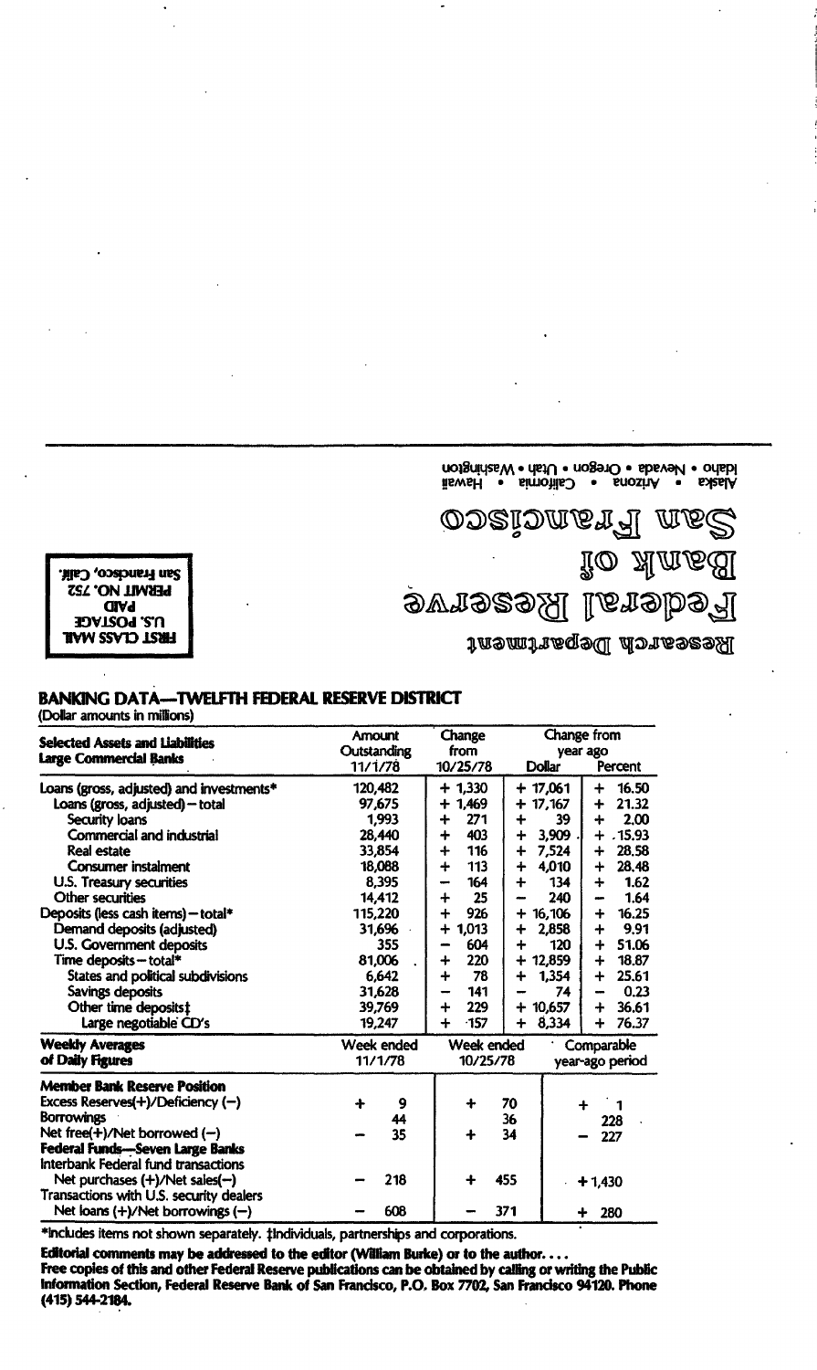Research Department

Federal Reserve Bank of San Francisco

Alaska • Arizona • California • Hawaii
Idaho • Nevada • Oregon • Utah • Washington

FIRST CLASS MAIL
U.S. POSTAGE
PAID
PERMIT NO. 752
San Francisco, Calif.

## BANKING DATA—TWELFTH FEDERAL RESERVE DISTRICT

(Dollar amounts in millions)

| Selected Assets and Liabilities Large Commercial Banks | Amount Outstanding 11/1/78 | Change from 10/25/78 | Change from year ago | |
|---|---|---|---|---|
| | | | Dollar | Percent |
| Loans (gross, adjusted) and investments* | 120,482 | + 1,330 | + 17,061 | + 16.50 |
| Loans (gross, adjusted) — total | 97,675 | + 1,469 | + 17,167 | + 21.32 |
| Security loans | 1,993 | + 271 | + 39 | + 2.00 |
| Commercial and industrial | 28,440 | + 403 | + 3,909 | + 15.93 |
| Real estate | 33,854 | + 116 | + 7,524 | + 28.58 |
| Consumer instalment | 18,088 | + 113 | + 4,010 | + 28.48 |
| U.S. Treasury securities | 8,395 | − 164 | + 134 | + 1.62 |
| Other securities | 14,412 | + 25 | − 240 | − 1.64 |
| Deposits (less cash items) — total* | 115,220 | + 926 | + 16,106 | + 16.25 |
| Demand deposits (adjusted) | 31,696 | + 1,013 | + 2,858 | + 9.91 |
| U.S. Government deposits | 355 | − 604 | + 120 | + 51.06 |
| Time deposits — total* | 81,006 | + 220 | + 12,859 | + 18.87 |
| States and political subdivisions | 6,642 | + 78 | + 1,354 | + 25.61 |
| Savings deposits | 31,628 | − 141 | − 74 | − 0.23 |
| Other time deposits‡ | 39,769 | + 229 | + 10,657 | + 36.61 |
| Large negotiable CD's | 19,247 | + 157 | + 8,334 | + 76.37 |

| Weekly Averages of Daily Figures | Week ended 11/1/78 | Week ended 10/25/78 | Comparable year-ago period |
|---|---|---|---|
| **Member Bank Reserve Position** | | | |
| Excess Reserves(+)/Deficiency (−) | + 9 | + 70 | + 1 |
| Borrowings | 44 | 36 | 228 |
| Net free(+)/Net borrowed (−) | − 35 | + 34 | − 227 |
| **Federal Funds—Seven Large Banks** | | | |
| Interbank Federal fund transactions | | | |
| Net purchases (+)/Net sales(−) | − 218 | + 455 | + 1,430 |
| Transactions with U.S. security dealers | | | |
| Net loans (+)/Net borrowings (−) | − 608 | − 371 | + 280 |

*Includes items not shown separately. ‡Individuals, partnerships and corporations.

**Editorial comments may be addressed to the editor (William Burke) or to the author. . . .**

**Free copies of this and other Federal Reserve publications can be obtained by calling or writing the Public Information Section, Federal Reserve Bank of San Francisco, P.O. Box 7702, San Francisco 94120. Phone (415) 544-2184.**